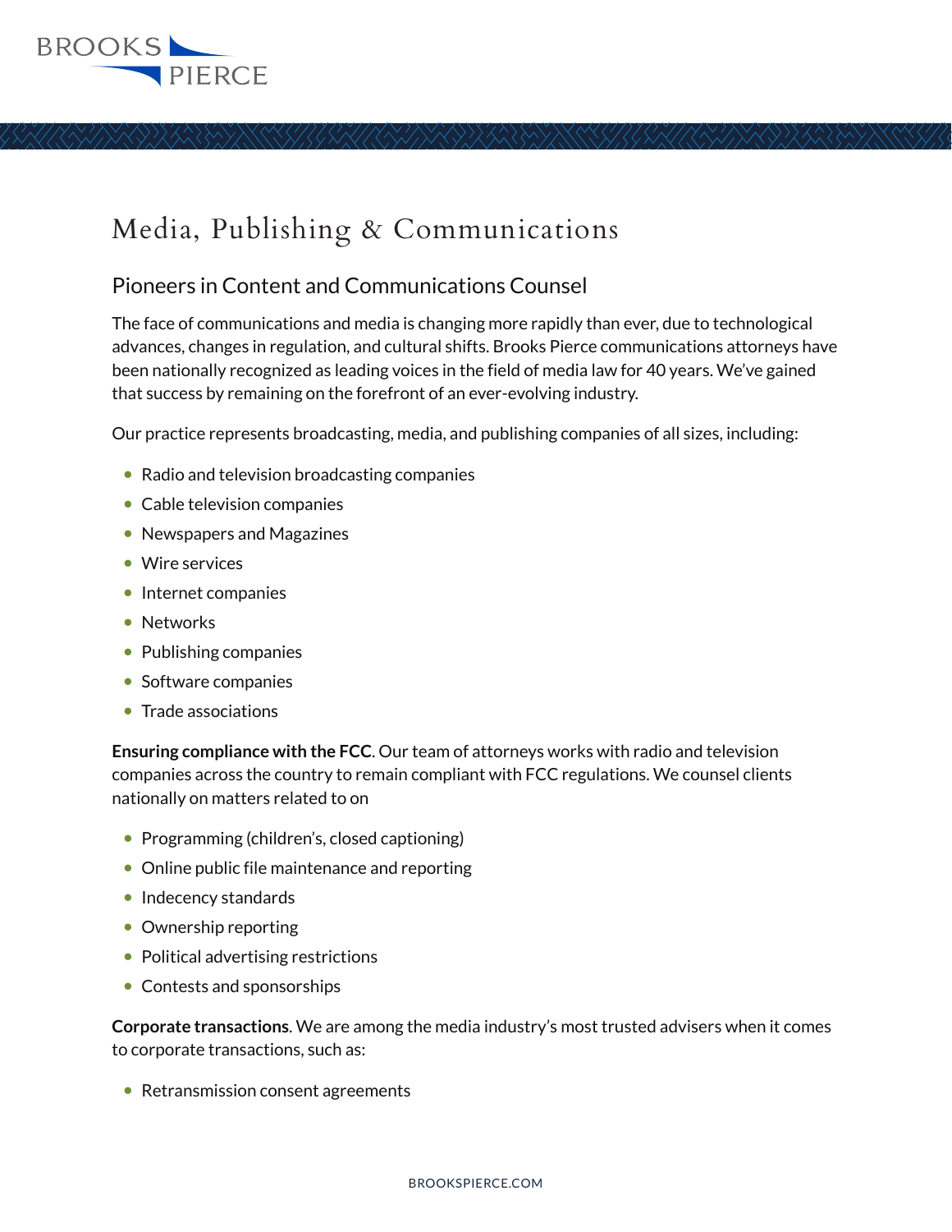# Media, Publishing & Communications

## Pioneers in Content and Communications Counsel

The face of communications and media is changing more rapidly than ever, due to technological advances, changes in regulation, and cultural shifts. Brooks Pierce communications attorneys have been nationally recognized as leading voices in the field of media law for 40 years. We've gained that success by remaining on the forefront of an ever-evolving industry.

Our practice represents broadcasting, media, and publishing companies of all sizes, including:

- Radio and television broadcasting companies
- Cable television companies
- Newspapers and Magazines
- Wire services
- Internet companies
- Networks
- Publishing companies
- Software companies
- Trade associations

**Ensuring compliance with the FCC**. Our team of attorneys works with radio and television companies across the country to remain compliant with FCC regulations. We counsel clients nationally on matters related to on

- Programming (children's, closed captioning)
- Online public file maintenance and reporting
- Indecency standards
- Ownership reporting
- Political advertising restrictions
- Contests and sponsorships

**Corporate transactions**. We are among the media industry's most trusted advisers when it comes to corporate transactions, such as:

- Retransmission consent agreements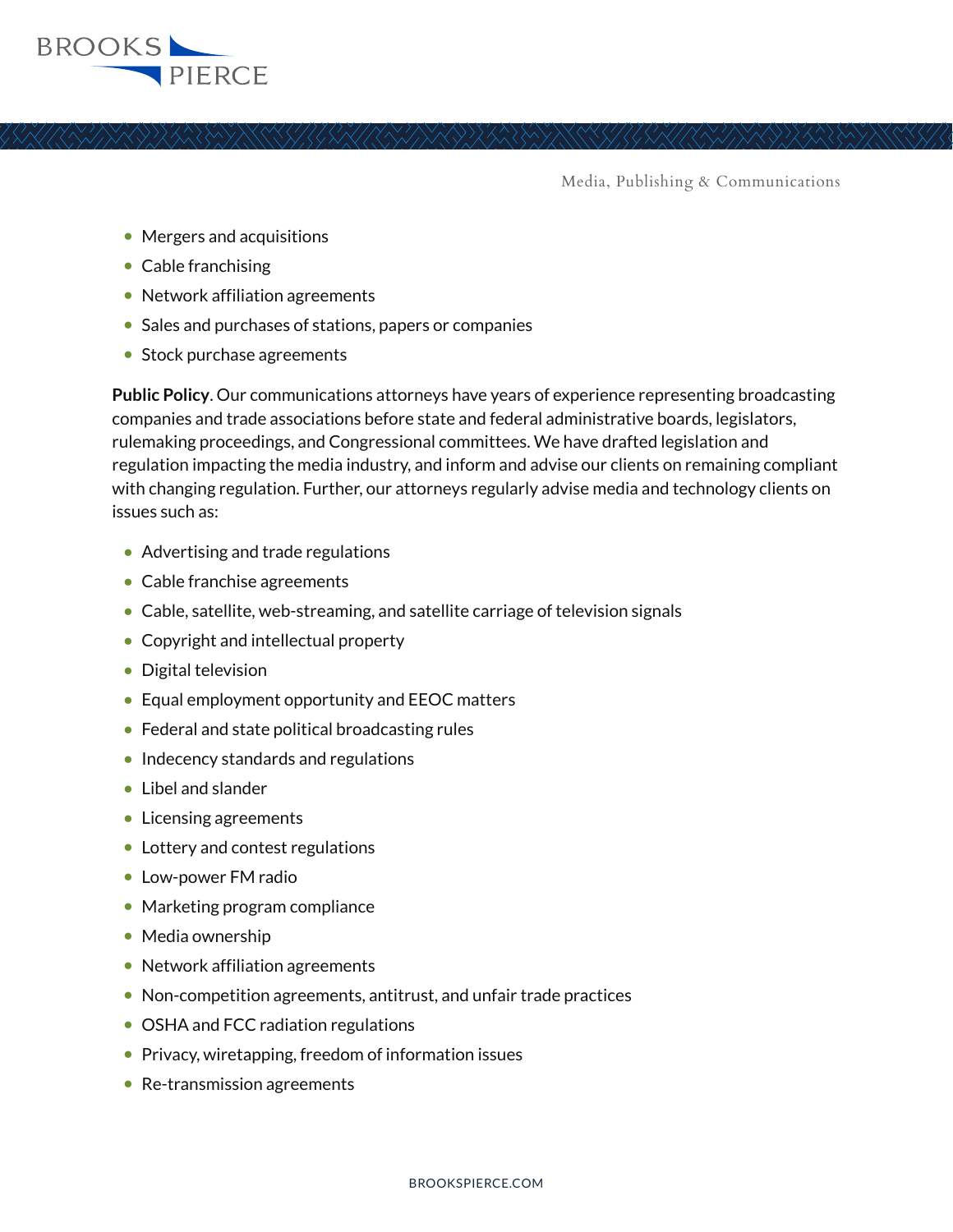- Mergers and acquisitions
- Cable franchising
- Network affiliation agreements
- Sales and purchases of stations, papers or companies
- Stock purchase agreements

**Public Policy**. Our communications attorneys have years of experience representing broadcasting companies and trade associations before state and federal administrative boards, legislators, rulemaking proceedings, and Congressional committees. We have drafted legislation and regulation impacting the media industry, and inform and advise our clients on remaining compliant with changing regulation. Further, our attorneys regularly advise media and technology clients on issues such as:

- Advertising and trade regulations
- Cable franchise agreements
- Cable, satellite, web-streaming, and satellite carriage of television signals
- Copyright and intellectual property
- Digital television
- Equal employment opportunity and EEOC matters
- Federal and state political broadcasting rules
- Indecency standards and regulations
- Libel and slander
- Licensing agreements
- Lottery and contest regulations
- Low-power FM radio
- Marketing program compliance
- Media ownership
- Network affiliation agreements
- Non-competition agreements, antitrust, and unfair trade practices
- OSHA and FCC radiation regulations
- Privacy, wiretapping, freedom of information issues
- Re-transmission agreements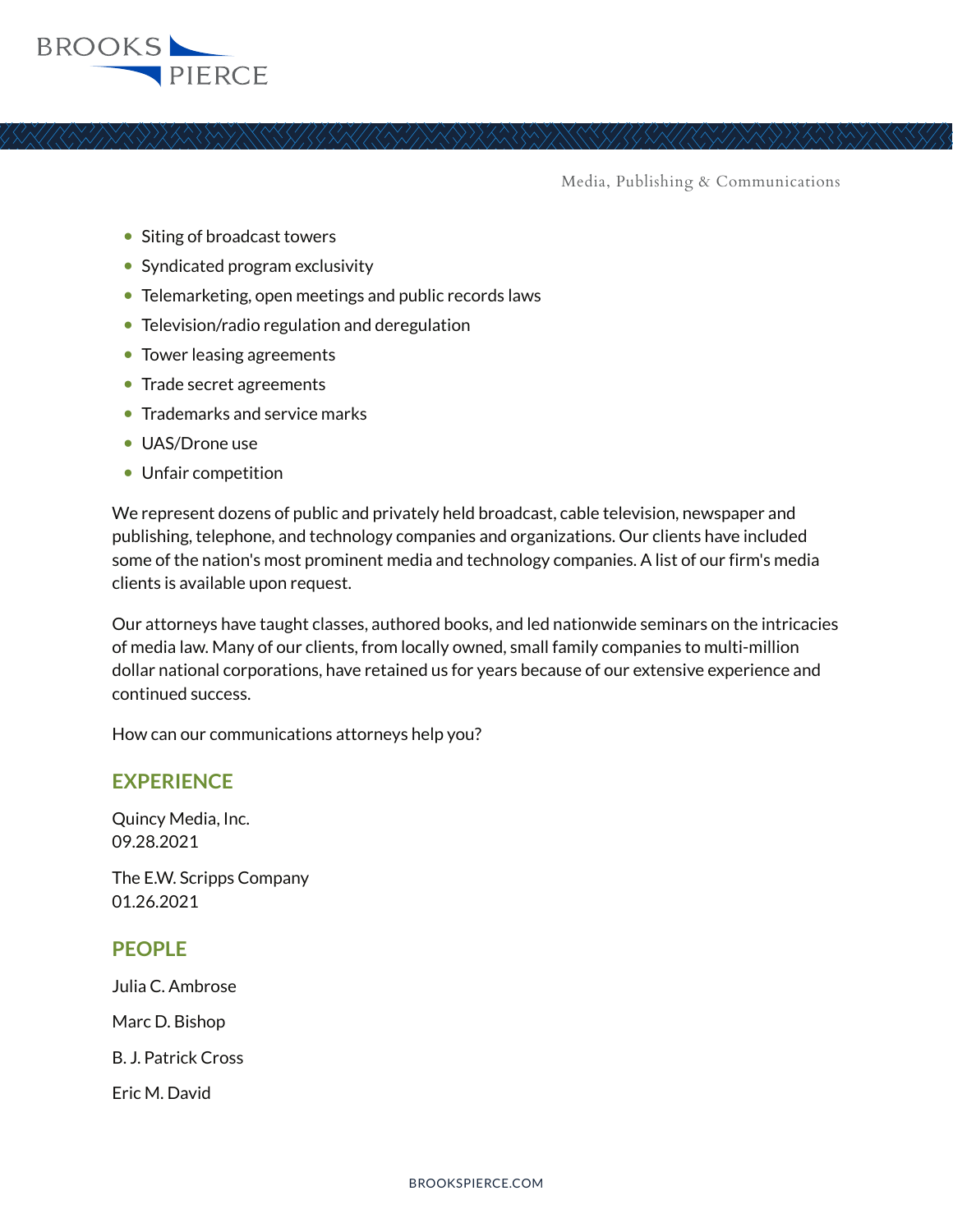- Siting of broadcast towers
- Syndicated program exclusivity
- Telemarketing, open meetings and public records laws
- Television/radio regulation and deregulation
- Tower leasing agreements
- Trade secret agreements
- Trademarks and service marks
- UAS/Drone use
- Unfair competition

We represent dozens of public and privately held broadcast, cable television, newspaper and publishing, telephone, and technology companies and organizations. Our clients have included some of the nation's most prominent media and technology companies. A list of our firm's media clients is available upon request.

Our attorneys have taught classes, authored books, and led nationwide seminars on the intricacies of media law. Many of our clients, from locally owned, small family companies to multi-million dollar national corporations, have retained us for years because of our extensive experience and continued success.

How can our communications attorneys help you?

## EXPERIENCE

Quincy Media, Inc.
09.28.2021

The E.W. Scripps Company
01.26.2021

## PEOPLE

Julia C. Ambrose

Marc D. Bishop

B. J. Patrick Cross

Eric M. David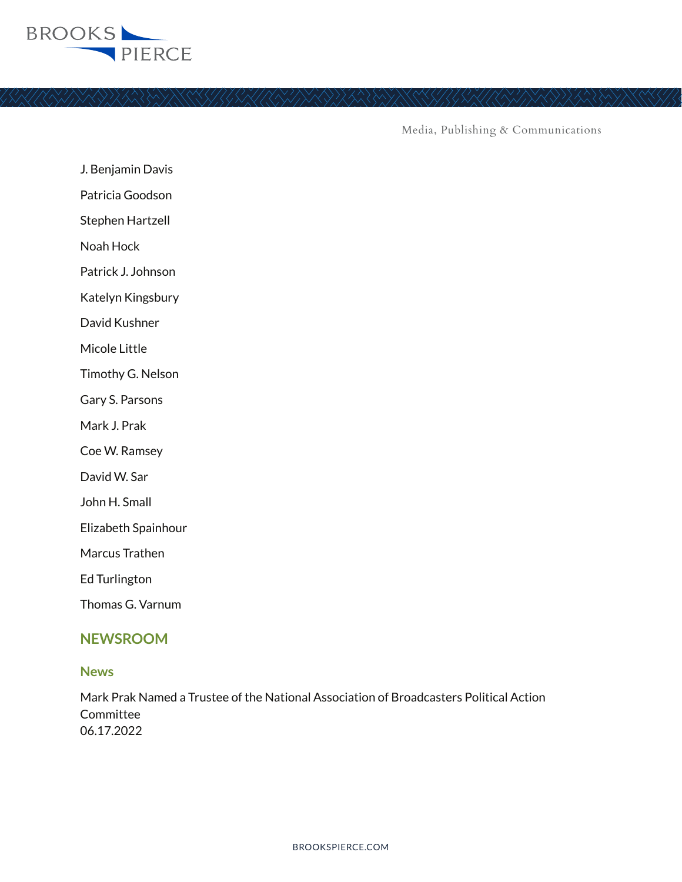J. Benjamin Davis

Patricia Goodson

Stephen Hartzell

Noah Hock

Patrick J. Johnson

Katelyn Kingsbury

David Kushner

Micole Little

Timothy G. Nelson

Gary S. Parsons

Mark J. Prak

Coe W. Ramsey

David W. Sar

John H. Small

Elizabeth Spainhour

Marcus Trathen

Ed Turlington

Thomas G. Varnum

## NEWSROOM

### News

Mark Prak Named a Trustee of the National Association of Broadcasters Political Action Committee
06.17.2022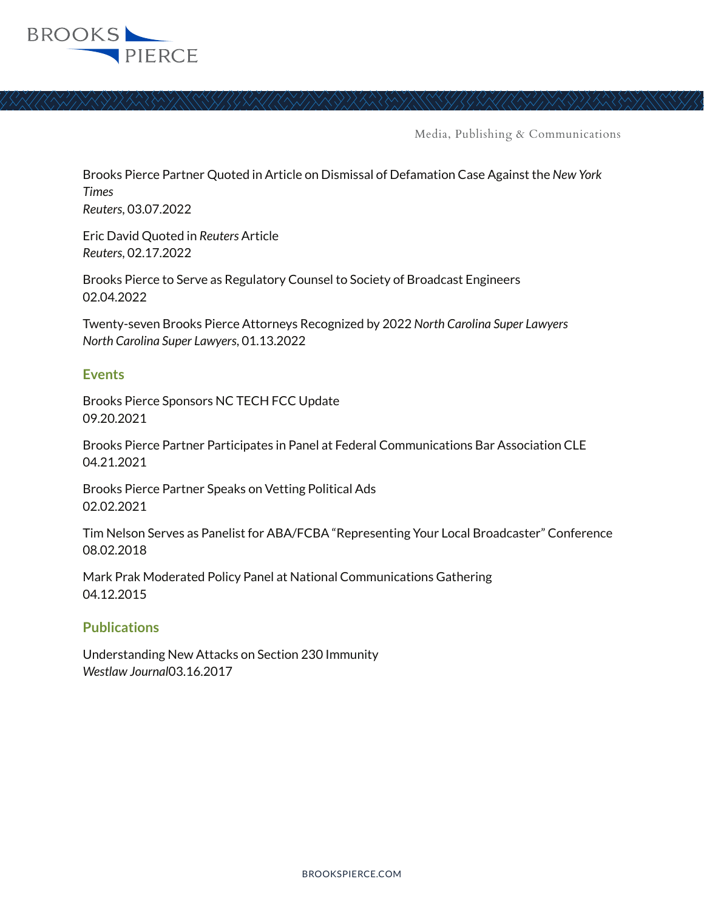Brooks Pierce Partner Quoted in Article on Dismissal of Defamation Case Against the *New York Times*
*Reuters*, 03.07.2022

Eric David Quoted in *Reuters* Article
*Reuters*, 02.17.2022

Brooks Pierce to Serve as Regulatory Counsel to Society of Broadcast Engineers
02.04.2022

Twenty-seven Brooks Pierce Attorneys Recognized by 2022 *North Carolina Super Lawyers*
*North Carolina Super Lawyers*, 01.13.2022

## Events

Brooks Pierce Sponsors NC TECH FCC Update
09.20.2021

Brooks Pierce Partner Participates in Panel at Federal Communications Bar Association CLE
04.21.2021

Brooks Pierce Partner Speaks on Vetting Political Ads
02.02.2021

Tim Nelson Serves as Panelist for ABA/FCBA "Representing Your Local Broadcaster" Conference
08.02.2018

Mark Prak Moderated Policy Panel at National Communications Gathering
04.12.2015

## Publications

Understanding New Attacks on Section 230 Immunity
*Westlaw Journal*03.16.2017